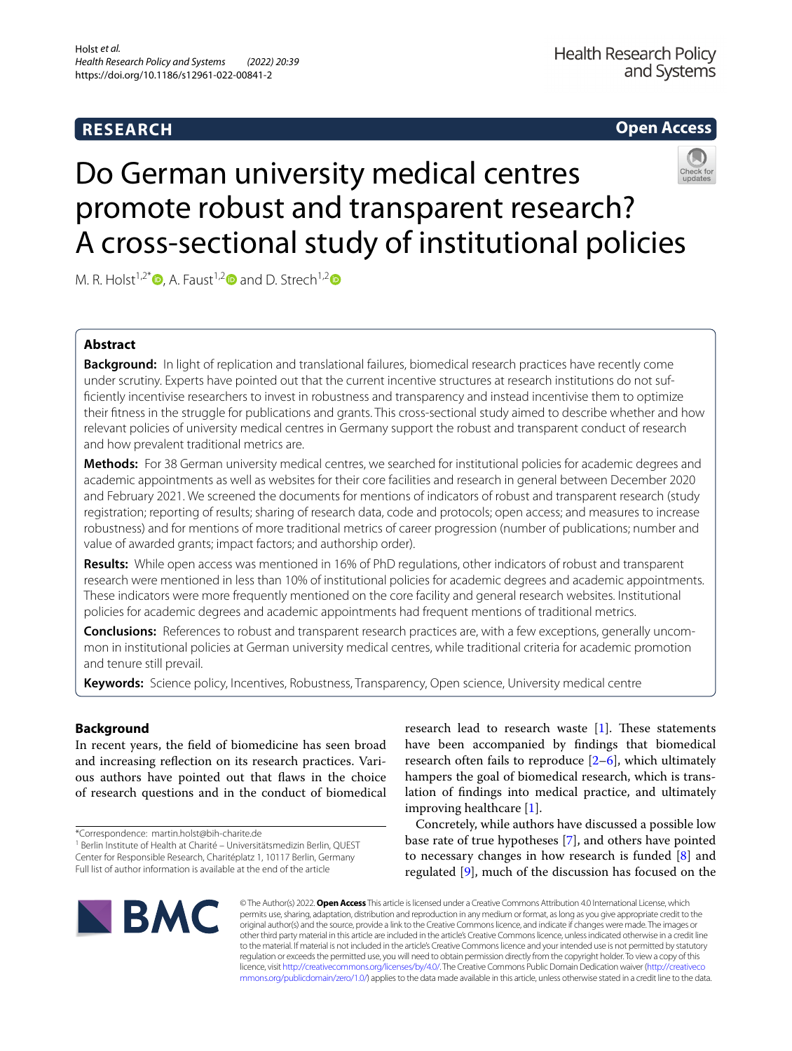RESEARCH

Open Access

# Do German university medical centres promote robust and transparent research? A cross-sectional study of institutional policies

M. R. Holst[1,2*], A. Faust[1,2] and D. Strech[1,2]

## Abstract

**Background:** In light of replication and translational failures, biomedical research practices have recently come under scrutiny. Experts have pointed out that the current incentive structures at research institutions do not sufficiently incentivise researchers to invest in robustness and transparency and instead incentivise them to optimize their fitness in the struggle for publications and grants. This cross-sectional study aimed to describe whether and how relevant policies of university medical centres in Germany support the robust and transparent conduct of research and how prevalent traditional metrics are.

**Methods:** For 38 German university medical centres, we searched for institutional policies for academic degrees and academic appointments as well as websites for their core facilities and research in general between December 2020 and February 2021. We screened the documents for mentions of indicators of robust and transparent research (study registration; reporting of results; sharing of research data, code and protocols; open access; and measures to increase robustness) and for mentions of more traditional metrics of career progression (number of publications; number and value of awarded grants; impact factors; and authorship order).

**Results:** While open access was mentioned in 16% of PhD regulations, other indicators of robust and transparent research were mentioned in less than 10% of institutional policies for academic degrees and academic appointments. These indicators were more frequently mentioned on the core facility and general research websites. Institutional policies for academic degrees and academic appointments had frequent mentions of traditional metrics.

**Conclusions:** References to robust and transparent research practices are, with a few exceptions, generally uncommon in institutional policies at German university medical centres, while traditional criteria for academic promotion and tenure still prevail.

**Keywords:** Science policy, Incentives, Robustness, Transparency, Open science, University medical centre

## Background

In recent years, the field of biomedicine has seen broad and increasing reflection on its research practices. Various authors have pointed out that flaws in the choice of research questions and in the conduct of biomedical research lead to research waste [1]. These statements have been accompanied by findings that biomedical research often fails to reproduce [2–6], which ultimately hampers the goal of biomedical research, which is translation of findings into medical practice, and ultimately improving healthcare [1].

Concretely, while authors have discussed a possible low base rate of true hypotheses [7], and others have pointed to necessary changes in how research is funded [8] and regulated [9], much of the discussion has focused on the

*Correspondence: martin.holst@bih-charite.de
[1] Berlin Institute of Health at Charité – Universitätsmedizin Berlin, QUEST Center for Responsible Research, Charitéplatz 1, 10117 Berlin, Germany
Full list of author information is available at the end of the article

© The Author(s) 2022. **Open Access** This article is licensed under a Creative Commons Attribution 4.0 International License, which permits use, sharing, adaptation, distribution and reproduction in any medium or format, as long as you give appropriate credit to the original author(s) and the source, provide a link to the Creative Commons licence, and indicate if changes were made. The images or other third party material in this article are included in the article's Creative Commons licence, unless indicated otherwise in a credit line to the material. If material is not included in the article's Creative Commons licence and your intended use is not permitted by statutory regulation or exceeds the permitted use, you will need to obtain permission directly from the copyright holder. To view a copy of this licence, visit http://creativecommons.org/licenses/by/4.0/. The Creative Commons Public Domain Dedication waiver (http://creativecommons.org/publicdomain/zero/1.0/) applies to the data made available in this article, unless otherwise stated in a credit line to the data.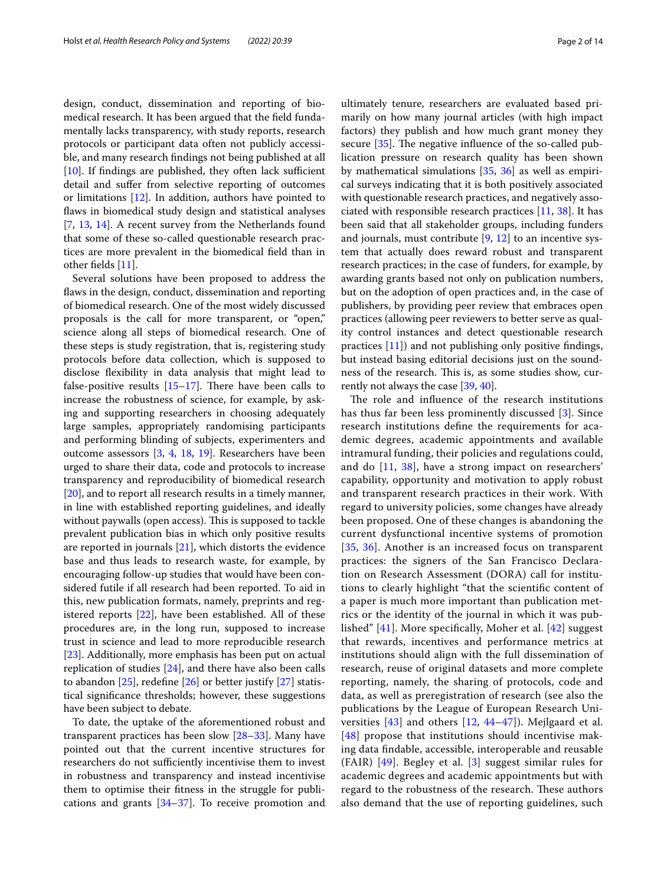design, conduct, dissemination and reporting of biomedical research. It has been argued that the field fundamentally lacks transparency, with study reports, research protocols or participant data often not publicly accessible, and many research findings not being published at all [10]. If findings are published, they often lack sufficient detail and suffer from selective reporting of outcomes or limitations [12]. In addition, authors have pointed to flaws in biomedical study design and statistical analyses [7, 13, 14]. A recent survey from the Netherlands found that some of these so-called questionable research practices are more prevalent in the biomedical field than in other fields [11].

Several solutions have been proposed to address the flaws in the design, conduct, dissemination and reporting of biomedical research. One of the most widely discussed proposals is the call for more transparent, or "open," science along all steps of biomedical research. One of these steps is study registration, that is, registering study protocols before data collection, which is supposed to disclose flexibility in data analysis that might lead to false-positive results [15–17]. There have been calls to increase the robustness of science, for example, by asking and supporting researchers in choosing adequately large samples, appropriately randomising participants and performing blinding of subjects, experimenters and outcome assessors [3, 4, 18, 19]. Researchers have been urged to share their data, code and protocols to increase transparency and reproducibility of biomedical research [20], and to report all research results in a timely manner, in line with established reporting guidelines, and ideally without paywalls (open access). This is supposed to tackle prevalent publication bias in which only positive results are reported in journals [21], which distorts the evidence base and thus leads to research waste, for example, by encouraging follow-up studies that would have been considered futile if all research had been reported. To aid in this, new publication formats, namely, preprints and registered reports [22], have been established. All of these procedures are, in the long run, supposed to increase trust in science and lead to more reproducible research [23]. Additionally, more emphasis has been put on actual replication of studies [24], and there have also been calls to abandon [25], redefine [26] or better justify [27] statistical significance thresholds; however, these suggestions have been subject to debate.

To date, the uptake of the aforementioned robust and transparent practices has been slow [28–33]. Many have pointed out that the current incentive structures for researchers do not sufficiently incentivise them to invest in robustness and transparency and instead incentivise them to optimise their fitness in the struggle for publications and grants [34–37]. To receive promotion and ultimately tenure, researchers are evaluated based primarily on how many journal articles (with high impact factors) they publish and how much grant money they secure [35]. The negative influence of the so-called publication pressure on research quality has been shown by mathematical simulations [35, 36] as well as empirical surveys indicating that it is both positively associated with questionable research practices, and negatively associated with responsible research practices [11, 38]. It has been said that all stakeholder groups, including funders and journals, must contribute [9, 12] to an incentive system that actually does reward robust and transparent research practices; in the case of funders, for example, by awarding grants based not only on publication numbers, but on the adoption of open practices and, in the case of publishers, by providing peer review that embraces open practices (allowing peer reviewers to better serve as quality control instances and detect questionable research practices [11]) and not publishing only positive findings, but instead basing editorial decisions just on the soundness of the research. This is, as some studies show, currently not always the case [39, 40].

The role and influence of the research institutions has thus far been less prominently discussed [3]. Since research institutions define the requirements for academic degrees, academic appointments and available intramural funding, their policies and regulations could, and do [11, 38], have a strong impact on researchers' capability, opportunity and motivation to apply robust and transparent research practices in their work. With regard to university policies, some changes have already been proposed. One of these changes is abandoning the current dysfunctional incentive systems of promotion [35, 36]. Another is an increased focus on transparent practices: the signers of the San Francisco Declaration on Research Assessment (DORA) call for institutions to clearly highlight "that the scientific content of a paper is much more important than publication metrics or the identity of the journal in which it was published" [41]. More specifically, Moher et al. [42] suggest that rewards, incentives and performance metrics at institutions should align with the full dissemination of research, reuse of original datasets and more complete reporting, namely, the sharing of protocols, code and data, as well as preregistration of research (see also the publications by the League of European Research Universities [43] and others [12, 44–47]). Mejlgaard et al. [48] propose that institutions should incentivise making data findable, accessible, interoperable and reusable (FAIR) [49]. Begley et al. [3] suggest similar rules for academic degrees and academic appointments but with regard to the robustness of the research. These authors also demand that the use of reporting guidelines, such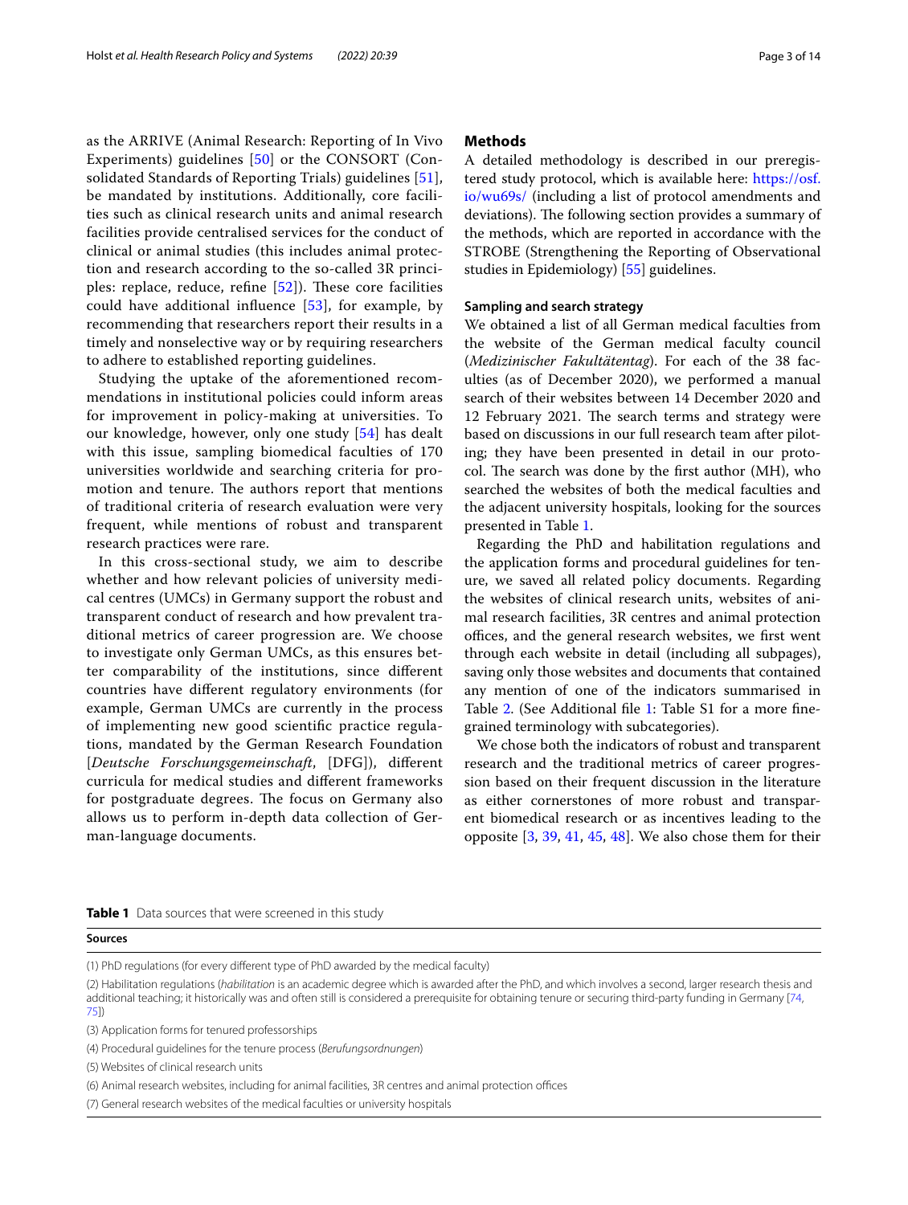as the ARRIVE (Animal Research: Reporting of In Vivo Experiments) guidelines [50] or the CONSORT (Consolidated Standards of Reporting Trials) guidelines [51], be mandated by institutions. Additionally, core facilities such as clinical research units and animal research facilities provide centralised services for the conduct of clinical or animal studies (this includes animal protection and research according to the so-called 3R principles: replace, reduce, refine [52]). These core facilities could have additional influence [53], for example, by recommending that researchers report their results in a timely and nonselective way or by requiring researchers to adhere to established reporting guidelines.

Studying the uptake of the aforementioned recommendations in institutional policies could inform areas for improvement in policy-making at universities. To our knowledge, however, only one study [54] has dealt with this issue, sampling biomedical faculties of 170 universities worldwide and searching criteria for promotion and tenure. The authors report that mentions of traditional criteria of research evaluation were very frequent, while mentions of robust and transparent research practices were rare.

In this cross-sectional study, we aim to describe whether and how relevant policies of university medical centres (UMCs) in Germany support the robust and transparent conduct of research and how prevalent traditional metrics of career progression are. We choose to investigate only German UMCs, as this ensures better comparability of the institutions, since different countries have different regulatory environments (for example, German UMCs are currently in the process of implementing new good scientific practice regulations, mandated by the German Research Foundation [*Deutsche Forschungsgemeinschaft*, [DFG]), different curricula for medical studies and different frameworks for postgraduate degrees. The focus on Germany also allows us to perform in-depth data collection of German-language documents.

## Methods

A detailed methodology is described in our preregistered study protocol, which is available here: https://osf.io/wu69s/ (including a list of protocol amendments and deviations). The following section provides a summary of the methods, which are reported in accordance with the STROBE (Strengthening the Reporting of Observational studies in Epidemiology) [55] guidelines.

### Sampling and search strategy

We obtained a list of all German medical faculties from the website of the German medical faculty council (*Medizinischer Fakultätentag*). For each of the 38 faculties (as of December 2020), we performed a manual search of their websites between 14 December 2020 and 12 February 2021. The search terms and strategy were based on discussions in our full research team after piloting; they have been presented in detail in our protocol. The search was done by the first author (MH), who searched the websites of both the medical faculties and the adjacent university hospitals, looking for the sources presented in Table 1.

Regarding the PhD and habilitation regulations and the application forms and procedural guidelines for tenure, we saved all related policy documents. Regarding the websites of clinical research units, websites of animal research facilities, 3R centres and animal protection offices, and the general research websites, we first went through each website in detail (including all subpages), saving only those websites and documents that contained any mention of one of the indicators summarised in Table 2. (See Additional file 1: Table S1 for a more fine-grained terminology with subcategories).

We chose both the indicators of robust and transparent research and the traditional metrics of career progression based on their frequent discussion in the literature as either cornerstones of more robust and transparent biomedical research or as incentives leading to the opposite [3, 39, 41, 45, 48]. We also chose them for their

**Table 1** Data sources that were screened in this study

| Sources |
|---|
| (1) PhD regulations (for every different type of PhD awarded by the medical faculty) |
| (2) Habilitation regulations (*habilitation* is an academic degree which is awarded after the PhD, and which involves a second, larger research thesis and additional teaching; it historically was and often still is considered a prerequisite for obtaining tenure or securing third-party funding in Germany [74, 75]) |
| (3) Application forms for tenured professorships |
| (4) Procedural guidelines for the tenure process (*Berufungsordnungen*) |
| (5) Websites of clinical research units |
| (6) Animal research websites, including for animal facilities, 3R centres and animal protection offices |
| (7) General research websites of the medical faculties or university hospitals |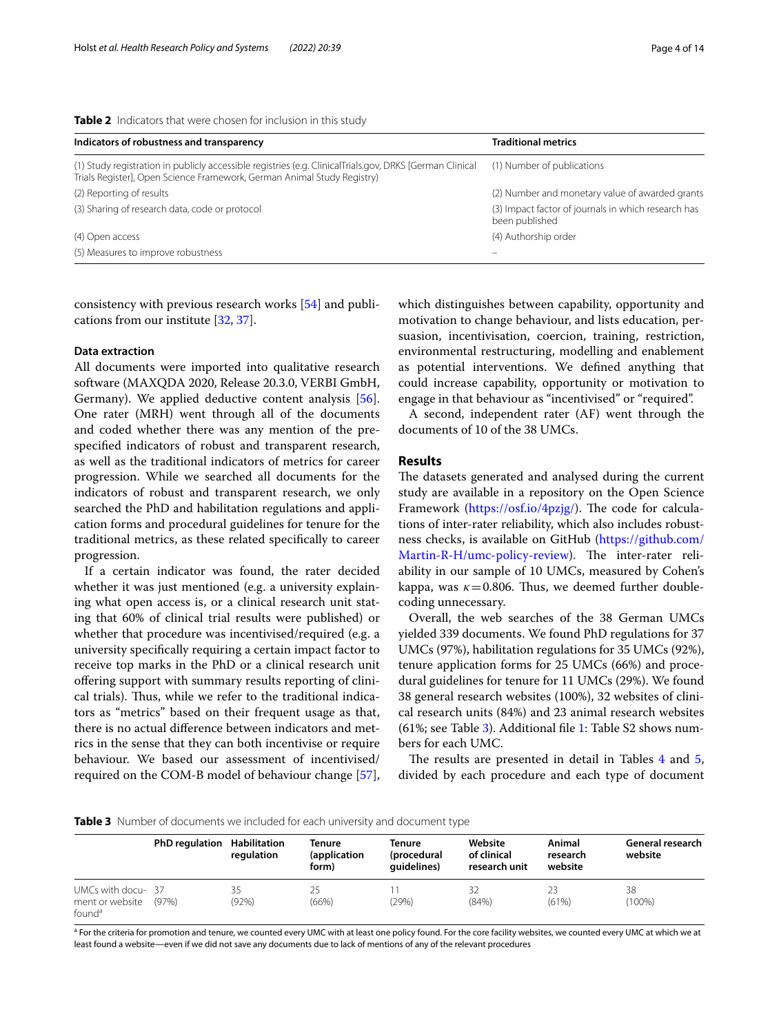**Table 2** Indicators that were chosen for inclusion in this study

| Indicators of robustness and transparency | Traditional metrics |
| --- | --- |
| (1) Study registration in publicly accessible registries (e.g. ClinicalTrials.gov, DRKS [German Clinical Trials Register], Open Science Framework, German Animal Study Registry) | (1) Number of publications |
| (2) Reporting of results | (2) Number and monetary value of awarded grants |
| (3) Sharing of research data, code or protocol | (3) Impact factor of journals in which research has been published |
| (4) Open access | (4) Authorship order |
| (5) Measures to improve robustness | – |

consistency with previous research works [54] and publications from our institute [32, 37].

### Data extraction

All documents were imported into qualitative research software (MAXQDA 2020, Release 20.3.0, VERBI GmbH, Germany). We applied deductive content analysis [56]. One rater (MRH) went through all of the documents and coded whether there was any mention of the prespecified indicators of robust and transparent research, as well as the traditional indicators of metrics for career progression. While we searched all documents for the indicators of robust and transparent research, we only searched the PhD and habilitation regulations and application forms and procedural guidelines for tenure for the traditional metrics, as these related specifically to career progression.

If a certain indicator was found, the rater decided whether it was just mentioned (e.g. a university explaining what open access is, or a clinical research unit stating that 60% of clinical trial results were published) or whether that procedure was incentivised/required (e.g. a university specifically requiring a certain impact factor to receive top marks in the PhD or a clinical research unit offering support with summary results reporting of clinical trials). Thus, while we refer to the traditional indicators as "metrics" based on their frequent usage as that, there is no actual difference between indicators and metrics in the sense that they can both incentivise or require behaviour. We based our assessment of incentivised/required on the COM-B model of behaviour change [57], which distinguishes between capability, opportunity and motivation to change behaviour, and lists education, persuasion, incentivisation, coercion, training, restriction, environmental restructuring, modelling and enablement as potential interventions. We defined anything that could increase capability, opportunity or motivation to engage in that behaviour as "incentivised" or "required".

A second, independent rater (AF) went through the documents of 10 of the 38 UMCs.

## Results

The datasets generated and analysed during the current study are available in a repository on the Open Science Framework (https://osf.io/4pzjg/). The code for calculations of inter-rater reliability, which also includes robustness checks, is available on GitHub (https://github.com/Martin-R-H/umc-policy-review). The inter-rater reliability in our sample of 10 UMCs, measured by Cohen's kappa, was $\kappa = 0.806$. Thus, we deemed further double-coding unnecessary.

Overall, the web searches of the 38 German UMCs yielded 339 documents. We found PhD regulations for 37 UMCs (97%), habilitation regulations for 35 UMCs (92%), tenure application forms for 25 UMCs (66%) and procedural guidelines for tenure for 11 UMCs (29%). We found 38 general research websites (100%), 32 websites of clinical research units (84%) and 23 animal research websites (61%; see Table 3). Additional file 1: Table S2 shows numbers for each UMC.

The results are presented in detail in Tables 4 and 5, divided by each procedure and each type of document

**Table 3** Number of documents we included for each university and document type

| | PhD regulation | Habilitation regulation | Tenure (application form) | Tenure (procedural guidelines) | Website of clinical research unit | Animal research website | General research website |
| --- | --- | --- | --- | --- | --- | --- | --- |
| UMCs with document or website found[a] | 37 (97%) | 35 (92%) | 25 (66%) | 11 (29%) | 32 (84%) | 23 (61%) | 38 (100%) |

[a] For the criteria for promotion and tenure, we counted every UMC with at least one policy found. For the core facility websites, we counted every UMC at which we at least found a website—even if we did not save any documents due to lack of mentions of any of the relevant procedures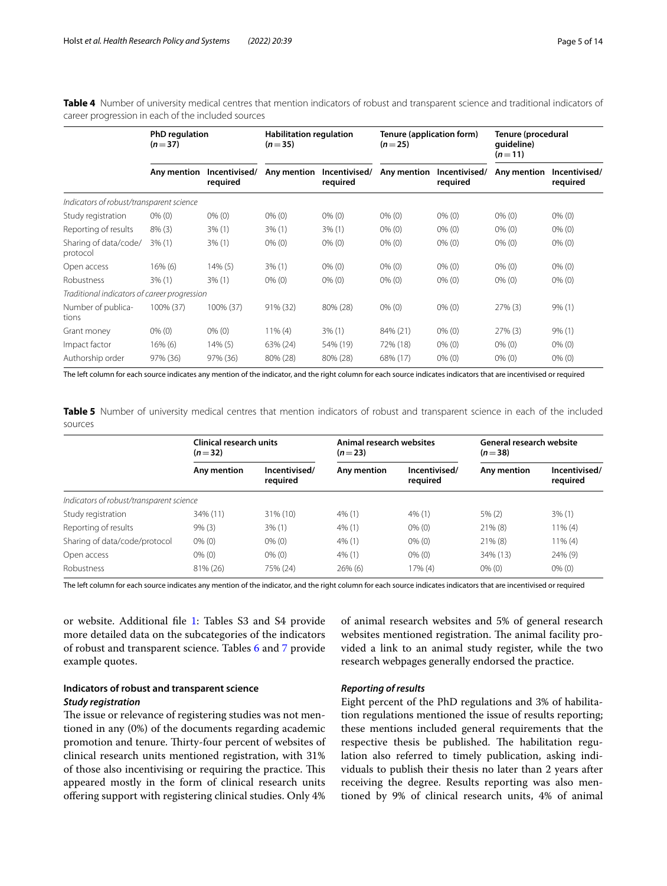**Table 4** Number of university medical centres that mention indicators of robust and transparent science and traditional indicators of career progression in each of the included sources

| | PhD regulation (n = 37) | | Habilitation regulation (n = 35) | | Tenure (application form) (n = 25) | | Tenure (procedural guideline) (n = 11) | |
|---|---|---|---|---|---|---|---|---|
| | Any mention | Incentivised/ required | Any mention | Incentivised/ required | Any mention | Incentivised/ required | Any mention | Incentivised/ required |
| *Indicators of robust/transparent science* | | | | | | | | |
| Study registration | 0% (0) | 0% (0) | 0% (0) | 0% (0) | 0% (0) | 0% (0) | 0% (0) | 0% (0) |
| Reporting of results | 8% (3) | 3% (1) | 3% (1) | 3% (1) | 0% (0) | 0% (0) | 0% (0) | 0% (0) |
| Sharing of data/code/ protocol | 3% (1) | 3% (1) | 0% (0) | 0% (0) | 0% (0) | 0% (0) | 0% (0) | 0% (0) |
| Open access | 16% (6) | 14% (5) | 3% (1) | 0% (0) | 0% (0) | 0% (0) | 0% (0) | 0% (0) |
| Robustness | 3% (1) | 3% (1) | 0% (0) | 0% (0) | 0% (0) | 0% (0) | 0% (0) | 0% (0) |
| *Traditional indicators of career progression* | | | | | | | | |
| Number of publications | 100% (37) | 100% (37) | 91% (32) | 80% (28) | 0% (0) | 0% (0) | 27% (3) | 9% (1) |
| Grant money | 0% (0) | 0% (0) | 11% (4) | 3% (1) | 84% (21) | 0% (0) | 27% (3) | 9% (1) |
| Impact factor | 16% (6) | 14% (5) | 63% (24) | 54% (19) | 72% (18) | 0% (0) | 0% (0) | 0% (0) |
| Authorship order | 97% (36) | 97% (36) | 80% (28) | 80% (28) | 68% (17) | 0% (0) | 0% (0) | 0% (0) |

The left column for each source indicates any mention of the indicator, and the right column for each source indicates indicators that are incentivised or required

**Table 5** Number of university medical centres that mention indicators of robust and transparent science in each of the included sources

| | Clinical research units (n = 32) | | Animal research websites (n = 23) | | General research website (n = 38) | |
|---|---|---|---|---|---|---|
| | Any mention | Incentivised/ required | Any mention | Incentivised/ required | Any mention | Incentivised/ required |
| *Indicators of robust/transparent science* | | | | | | |
| Study registration | 34% (11) | 31% (10) | 4% (1) | 4% (1) | 5% (2) | 3% (1) |
| Reporting of results | 9% (3) | 3% (1) | 4% (1) | 0% (0) | 21% (8) | 11% (4) |
| Sharing of data/code/protocol | 0% (0) | 0% (0) | 4% (1) | 0% (0) | 21% (8) | 11% (4) |
| Open access | 0% (0) | 0% (0) | 4% (1) | 0% (0) | 34% (13) | 24% (9) |
| Robustness | 81% (26) | 75% (24) | 26% (6) | 17% (4) | 0% (0) | 0% (0) |

The left column for each source indicates any mention of the indicator, and the right column for each source indicates indicators that are incentivised or required

or website. Additional file 1: Tables S3 and S4 provide more detailed data on the subcategories of the indicators of robust and transparent science. Tables 6 and 7 provide example quotes.

### Indicators of robust and transparent science

#### *Study registration*

The issue or relevance of registering studies was not mentioned in any (0%) of the documents regarding academic promotion and tenure. Thirty-four percent of websites of clinical research units mentioned registration, with 31% of those also incentivising or requiring the practice. This appeared mostly in the form of clinical research units offering support with registering clinical studies. Only 4% of animal research websites and 5% of general research websites mentioned registration. The animal facility provided a link to an animal study register, while the two research webpages generally endorsed the practice.

#### *Reporting of results*

Eight percent of the PhD regulations and 3% of habilitation regulations mentioned the issue of results reporting; these mentions included general requirements that the respective thesis be published. The habilitation regulation also referred to timely publication, asking individuals to publish their thesis no later than 2 years after receiving the degree. Results reporting was also mentioned by 9% of clinical research units, 4% of animal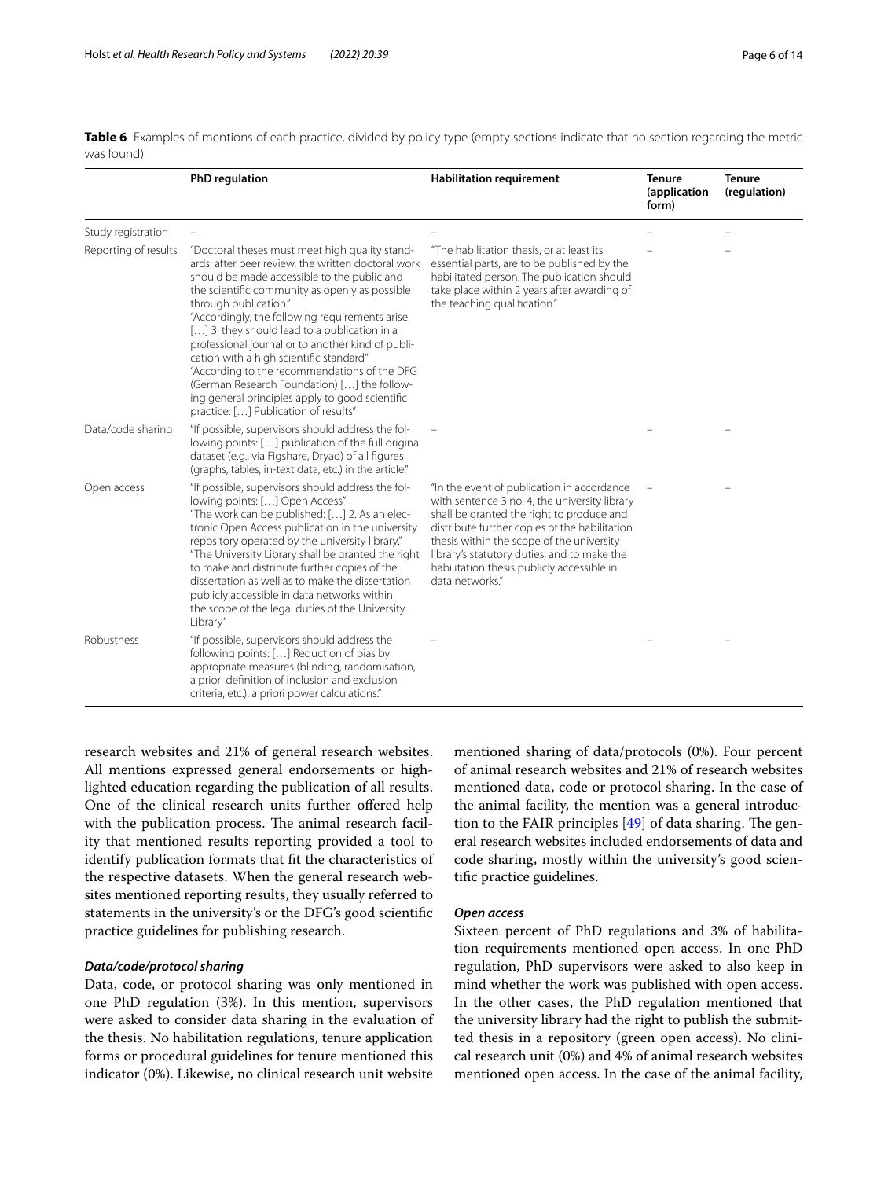**Table 6** Examples of mentions of each practice, divided by policy type (empty sections indicate that no section regarding the metric was found)

| | PhD regulation | Habilitation requirement | Tenure (application form) | Tenure (regulation) |
|---|---|---|---|---|
| Study registration | – | – | – | – |
| Reporting of results | "Doctoral theses must meet high quality standards; after peer review, the written doctoral work should be made accessible to the public and the scientific community as openly as possible through publication." "Accordingly, the following requirements arise: […] 3. they should lead to a publication in a professional journal or to another kind of publication with a high scientific standard" "According to the recommendations of the DFG (German Research Foundation) […] the following general principles apply to good scientific practice: […] Publication of results" | "The habilitation thesis, or at least its essential parts, are to be published by the habilitated person. The publication should take place within 2 years after awarding of the teaching qualification." | – | – |
| Data/code sharing | "If possible, supervisors should address the following points: […] publication of the full original dataset (e.g., via Figshare, Dryad) of all figures (graphs, tables, in-text data, etc.) in the article." | – | – | – |
| Open access | "If possible, supervisors should address the following points: […] Open Access" "The work can be published: […] 2. As an electronic Open Access publication in the university repository operated by the university library." "The University Library shall be granted the right to make and distribute further copies of the dissertation as well as to make the dissertation publicly accessible in data networks within the scope of the legal duties of the University Library" | "In the event of publication in accordance with sentence 3 no. 4, the university library shall be granted the right to produce and distribute further copies of the habilitation thesis within the scope of the university library's statutory duties, and to make the habilitation thesis publicly accessible in data networks." | – | – |
| Robustness | "If possible, supervisors should address the following points: […] Reduction of bias by appropriate measures (blinding, randomisation, a priori definition of inclusion and exclusion criteria, etc.), a priori power calculations." | – | – | – |

research websites and 21% of general research websites. All mentions expressed general endorsements or highlighted education regarding the publication of all results. One of the clinical research units further offered help with the publication process. The animal research facility that mentioned results reporting provided a tool to identify publication formats that fit the characteristics of the respective datasets. When the general research websites mentioned reporting results, they usually referred to statements in the university's or the DFG's good scientific practice guidelines for publishing research.

### *Data/code/protocol sharing*

Data, code, or protocol sharing was only mentioned in one PhD regulation (3%). In this mention, supervisors were asked to consider data sharing in the evaluation of the thesis. No habilitation regulations, tenure application forms or procedural guidelines for tenure mentioned this indicator (0%). Likewise, no clinical research unit website mentioned sharing of data/protocols (0%). Four percent of animal research websites and 21% of research websites mentioned data, code or protocol sharing. In the case of the animal facility, the mention was a general introduction to the FAIR principles [49] of data sharing. The general research websites included endorsements of data and code sharing, mostly within the university's good scientific practice guidelines.

### *Open access*

Sixteen percent of PhD regulations and 3% of habilitation requirements mentioned open access. In one PhD regulation, PhD supervisors were asked to also keep in mind whether the work was published with open access. In the other cases, the PhD regulation mentioned that the university library had the right to publish the submitted thesis in a repository (green open access). No clinical research unit (0%) and 4% of animal research websites mentioned open access. In the case of the animal facility,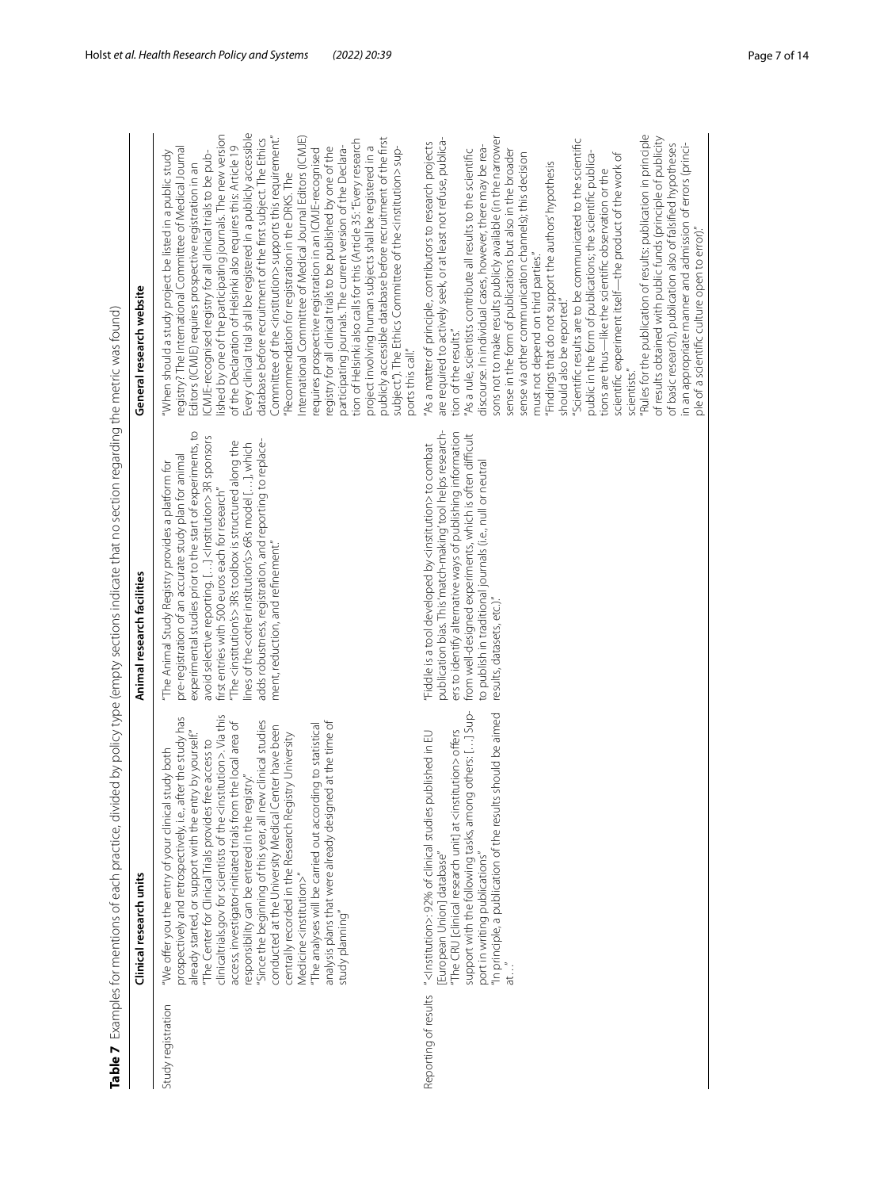**Table 7** Examples for mentions of each practice, divided by policy type (empty sections indicate that no section regarding the metric was found)

| | Clinical research units | Animal research facilities | General research website |
|---|---|---|---|
| Study registration | "We offer you the entry of your clinical study both prospectively and retrospectively, i.e., after the study has already started, or support with the entry by yourself."<br>"The Center for Clinical Trials provides free access to clinicaltrials.gov for scientists of the <institution>. Via this access, investigator-initiated trials from the local area of responsibility can be entered in the registry."<br>"Since the beginning of this year, all new clinical studies conducted at the University Medical Center have been centrally recorded in the Research Registry University Medicine <institution>."<br>"The analyses will be carried out according to statistical analysis plans that were already designed at the time of study planning" | "The Animal Study Registry provides a platform for pre-registration of an accurate study plan for animal experimental studies prior to the start of experiments, to avoid selective reporting. […] <Institution> 3R sponsors first entries with 500 euros each for research"<br>"The <institution's> 3Rs toolbox is structured along the lines of the <other institution's> 6Rs model […], which adds robustness, registration, and reporting to replacement, reduction, and refinement." | "When should a study project be listed in a public study registry? The International Committee of Medical Journal Editors (ICMJE) requires prospective registration in an ICMJE-recognised registry for all clinical trials to be published by one of the participating journals. The new version of the Declaration of Helsinki also requires this: Article 19 Every clinical trial shall be registered in a publicly accessible database before recruitment of the first subject. The Ethics Committee of the <institution> supports this requirement."<br>"Recommendation for registration in the DRKS. The International Committee of Medical Journal Editors (ICMJE) requires prospective registration in an ICMJE-recognised registry for all clinical trials to be published by one of the participating journals. The current version of the Declaration of Helsinki also calls for this (Article 35: "Every research project involving human subjects shall be registered in a publicly accessible database before recruitment of the first subject."). The Ethics Committee of the <institution> supports this call." |
| Reporting of results | "<Institution>: 92% of clinical studies published in EU [European Union] database"<br>"The CRU [clinical research unit] at <institution> offers support with the following tasks, among others: […] Support in writing publications"<br>"In principle, a publication of the results should be aimed at…" | "Fiddle is a tool developed by <institution> to combat publication bias. This 'match-making' tool helps researchers to identify alternative ways of publishing information from well-designed experiments, which is often difficult to publish in traditional journals (i.e., null or neutral results, datasets, etc.)." | "As a matter of principle, contributors to research projects are required to actively seek, or at least not refuse, publication of the results."<br>"As a rule, scientists contribute all results to the scientific discourse. In individual cases, however, there may be reasons not to make results publicly available (in the narrower sense in the form of publications but also in the broader sense via other communication channels); this decision must not depend on third parties."<br>"Findings that do not support the authors' hypothesis should also be reported."<br>"Scientific results are to be communicated to the scientific public in the form of publications; the scientific publications are thus—like the scientific observation or the scientific experiment itself—the product of the work of scientists."<br>"Rules for the publication of results: publication in principle of results obtained with public funds (principle of publicity of basic research), publication also of falsified hypotheses in an appropriate manner and admission of errors (principle of a scientific culture open to error)." |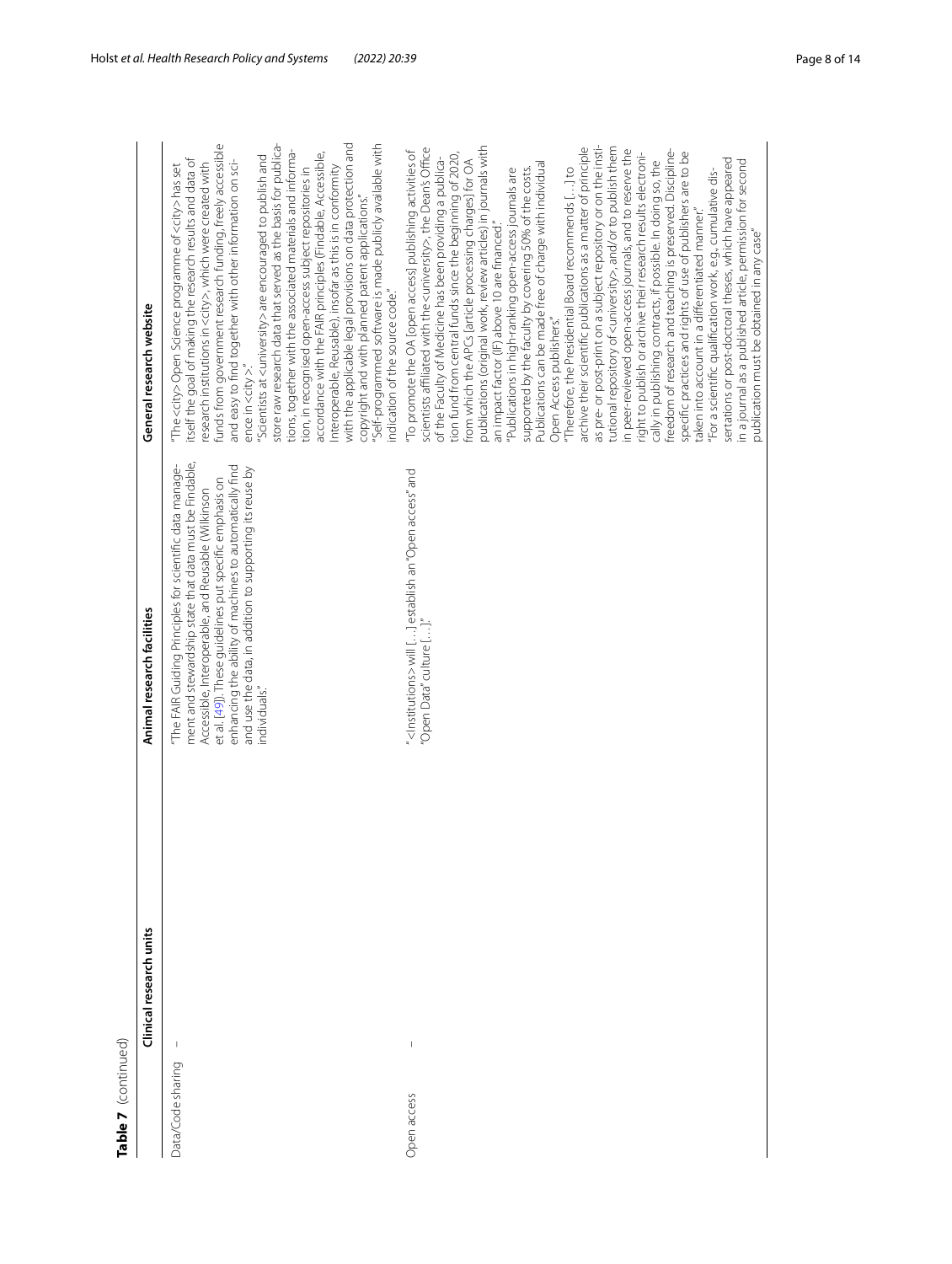**Table 7** (continued)

| | Clinical research units | Animal research facilities | General research website |
|---|---|---|---|
| Data/Code sharing | – | "The FAIR Guiding Principles for scientific data management and stewardship state that data must be Findable, Accessible, Interoperable, and Reusable (Wilkinson et al. [49]). These guidelines put specific emphasis on enhancing the ability of machines to automatically find and use the data, in addition to supporting its reuse by individuals." | "The <city> Open Science programme of <city> has set itself the goal of making the research results and data of research institutions in <city>, which were created with funds from government research funding, freely accessible and easy to find together with other information on science in <city>."<br>"Scientists at <university> are encouraged to publish and store raw research data that served as the basis for publications, together with the associated materials and information, in recognised open-access subject repositories in accordance with the FAIR principles (Findable, Accessible, Interoperable, Reusable), insofar as this is in conformity with the applicable legal provisions on data protection and copyright and with planned patent applications."<br>"Self-programmed software is made publicly available with indication of the source code." |
| Open access | – | "<Institutions> will […] establish an "Open access" and "Open Data" culture […]." | "To promote the OA [open access] publishing activities of scientists affiliated with the <university>, the Dean's Office of the Faculty of Medicine has been providing a publication fund from central funds since the beginning of 2020, from which the APCs [article processing charges] for OA publications (original work, review articles) in journals with an impact factor (IF) above 10 are financed."<br>"Publications in high-ranking open-access journals are supported by the faculty by covering 50% of the costs. Publications can be made free of charge with individual Open Access publishers."<br>"Therefore, the Presidential Board recommends […] to archive their scientific publications as a matter of principle as pre- or post-print on a subject repository or on the institutional repository of <university>, and/or to publish them in peer-reviewed open-access journals, and to reserve the right to publish or archive their research results electronically in publishing contracts, if possible. In doing so, the freedom of research and teaching is preserved. Discipline-specific practices and rights of use of publishers are to be taken into account in a differentiated manner."<br>"For a scientific qualification work, e.g., cumulative dissertations or post-doctoral theses, which have appeared in a journal as a published article, permission for second publication must be obtained in any case" |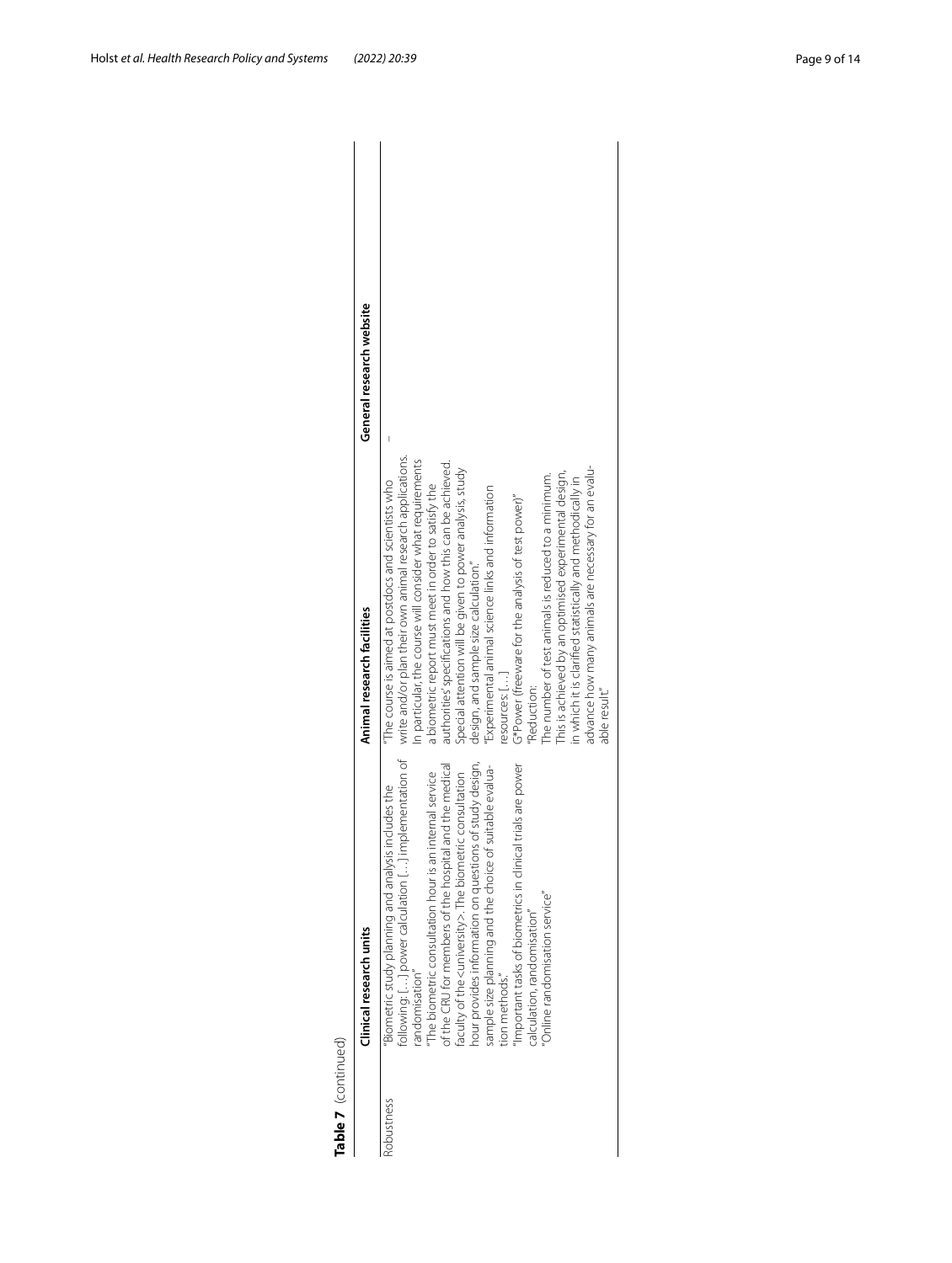**Table 7** (continued)

| | Clinical research units | Animal research facilities | General research website |
|---|---|---|---|
| Robustness | "Biometric study planning and analysis includes the following: […] power calculation […] implementation of randomisation"<br>"The biometric consultation hour is an internal service of the CRU for members of the hospital and the medical faculty of the <university>. The biometric consultation hour provides information on questions of study design, sample size planning and the choice of suitable evaluation methods."<br>"Important tasks of biometrics in clinical trials are power calculation, randomisation"<br>"Online randomisation service" | "The course is aimed at postdocs and scientists who write and/or plan their own animal research applications. In particular, the course will consider what requirements a biometric report must meet in order to satisfy the authorities' specifications and how this can be achieved. Special attention will be given to power analysis, study design, and sample size calculation."<br>"Experimental animal science links and information resources: […]<br>G*Power (freeware for the analysis of test power)"<br>"Reduction:<br>The number of test animals is reduced to a minimum. This is achieved by an optimised experimental design, in which it is clarified statistically and methodically in advance how many animals are necessary for an evaluable result." | – |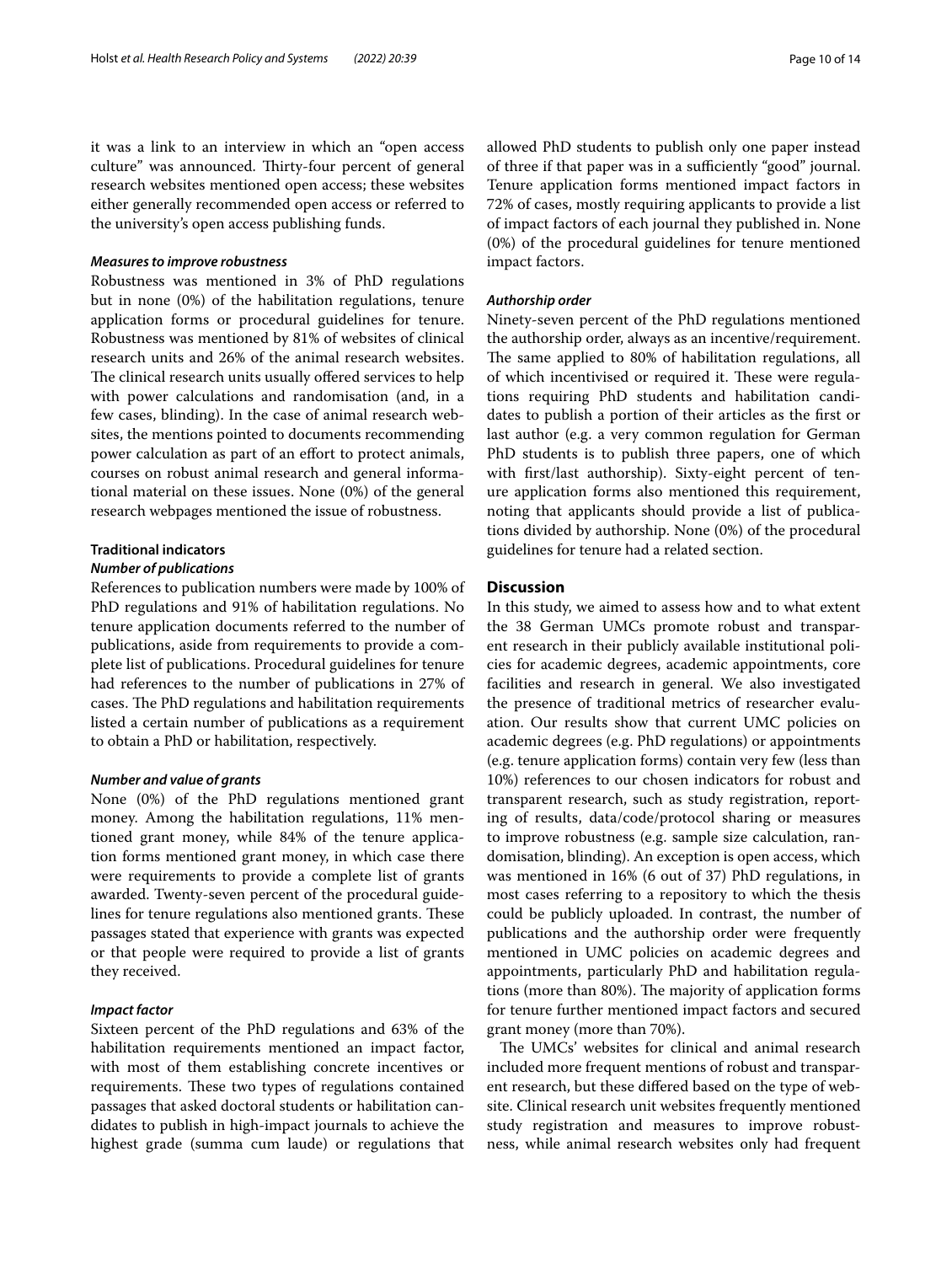it was a link to an interview in which an "open access culture" was announced. Thirty-four percent of general research websites mentioned open access; these websites either generally recommended open access or referred to the university's open access publishing funds.

#### *Measures to improve robustness*

Robustness was mentioned in 3% of PhD regulations but in none (0%) of the habilitation regulations, tenure application forms or procedural guidelines for tenure. Robustness was mentioned by 81% of websites of clinical research units and 26% of the animal research websites. The clinical research units usually offered services to help with power calculations and randomisation (and, in a few cases, blinding). In the case of animal research websites, the mentions pointed to documents recommending power calculation as part of an effort to protect animals, courses on robust animal research and general informational material on these issues. None (0%) of the general research webpages mentioned the issue of robustness.

### Traditional indicators

#### *Number of publications*

References to publication numbers were made by 100% of PhD regulations and 91% of habilitation regulations. No tenure application documents referred to the number of publications, aside from requirements to provide a complete list of publications. Procedural guidelines for tenure had references to the number of publications in 27% of cases. The PhD regulations and habilitation requirements listed a certain number of publications as a requirement to obtain a PhD or habilitation, respectively.

#### *Number and value of grants*

None (0%) of the PhD regulations mentioned grant money. Among the habilitation regulations, 11% mentioned grant money, while 84% of the tenure application forms mentioned grant money, in which case there were requirements to provide a complete list of grants awarded. Twenty-seven percent of the procedural guidelines for tenure regulations also mentioned grants. These passages stated that experience with grants was expected or that people were required to provide a list of grants they received.

#### *Impact factor*

Sixteen percent of the PhD regulations and 63% of the habilitation requirements mentioned an impact factor, with most of them establishing concrete incentives or requirements. These two types of regulations contained passages that asked doctoral students or habilitation candidates to publish in high-impact journals to achieve the highest grade (summa cum laude) or regulations that allowed PhD students to publish only one paper instead of three if that paper was in a sufficiently "good" journal. Tenure application forms mentioned impact factors in 72% of cases, mostly requiring applicants to provide a list of impact factors of each journal they published in. None (0%) of the procedural guidelines for tenure mentioned impact factors.

#### *Authorship order*

Ninety-seven percent of the PhD regulations mentioned the authorship order, always as an incentive/requirement. The same applied to 80% of habilitation regulations, all of which incentivised or required it. These were regulations requiring PhD students and habilitation candidates to publish a portion of their articles as the first or last author (e.g. a very common regulation for German PhD students is to publish three papers, one of which with first/last authorship). Sixty-eight percent of tenure application forms also mentioned this requirement, noting that applicants should provide a list of publications divided by authorship. None (0%) of the procedural guidelines for tenure had a related section.

## Discussion

In this study, we aimed to assess how and to what extent the 38 German UMCs promote robust and transparent research in their publicly available institutional policies for academic degrees, academic appointments, core facilities and research in general. We also investigated the presence of traditional metrics of researcher evaluation. Our results show that current UMC policies on academic degrees (e.g. PhD regulations) or appointments (e.g. tenure application forms) contain very few (less than 10%) references to our chosen indicators for robust and transparent research, such as study registration, reporting of results, data/code/protocol sharing or measures to improve robustness (e.g. sample size calculation, randomisation, blinding). An exception is open access, which was mentioned in 16% (6 out of 37) PhD regulations, in most cases referring to a repository to which the thesis could be publicly uploaded. In contrast, the number of publications and the authorship order were frequently mentioned in UMC policies on academic degrees and appointments, particularly PhD and habilitation regulations (more than 80%). The majority of application forms for tenure further mentioned impact factors and secured grant money (more than 70%).

The UMCs' websites for clinical and animal research included more frequent mentions of robust and transparent research, but these differed based on the type of website. Clinical research unit websites frequently mentioned study registration and measures to improve robustness, while animal research websites only had frequent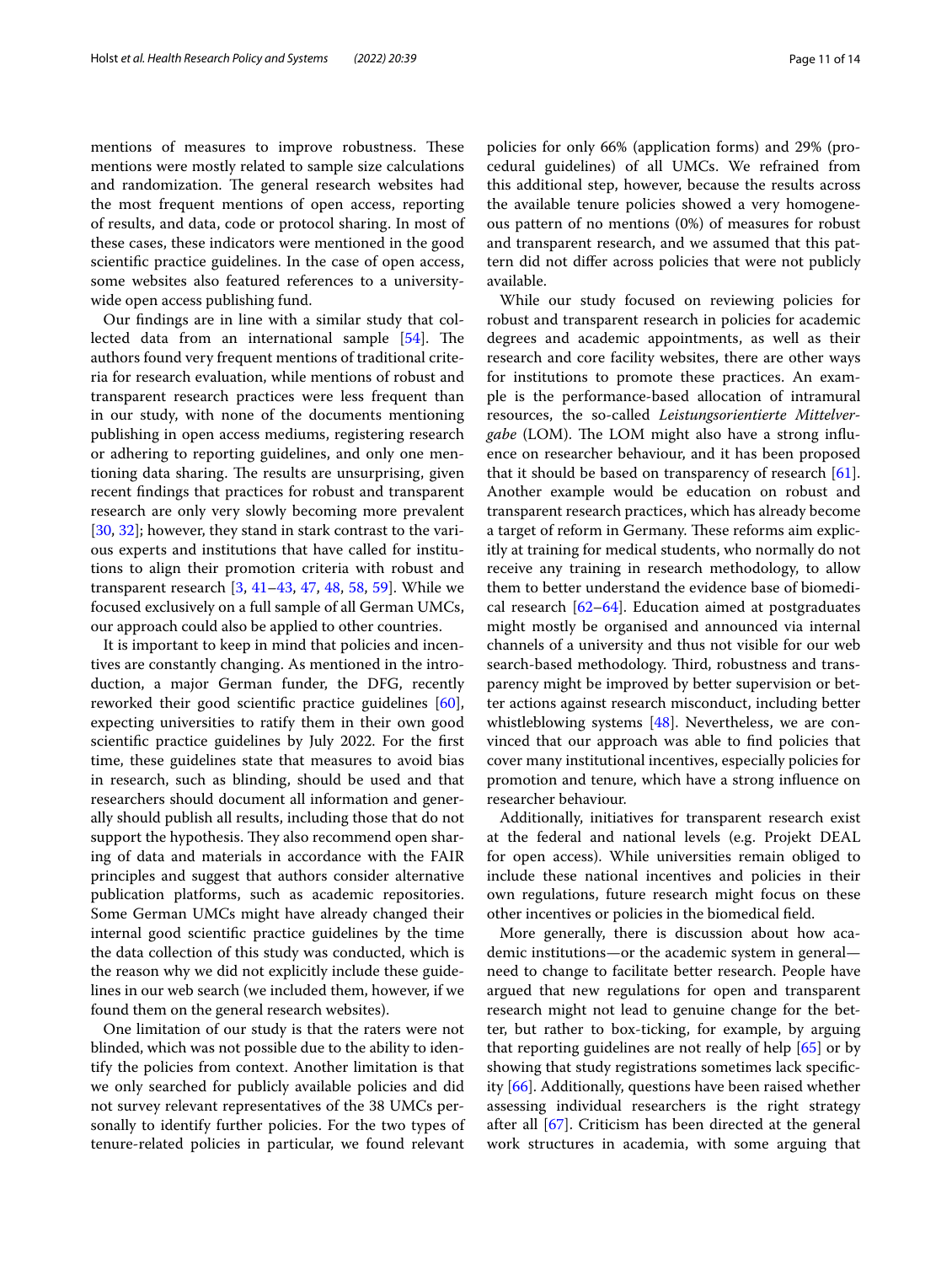mentions of measures to improve robustness. These mentions were mostly related to sample size calculations and randomization. The general research websites had the most frequent mentions of open access, reporting of results, and data, code or protocol sharing. In most of these cases, these indicators were mentioned in the good scientific practice guidelines. In the case of open access, some websites also featured references to a university-wide open access publishing fund.

Our findings are in line with a similar study that collected data from an international sample [54]. The authors found very frequent mentions of traditional criteria for research evaluation, while mentions of robust and transparent research practices were less frequent than in our study, with none of the documents mentioning publishing in open access mediums, registering research or adhering to reporting guidelines, and only one mentioning data sharing. The results are unsurprising, given recent findings that practices for robust and transparent research are only very slowly becoming more prevalent [30, 32]; however, they stand in stark contrast to the various experts and institutions that have called for institutions to align their promotion criteria with robust and transparent research [3, 41–43, 47, 48, 58, 59]. While we focused exclusively on a full sample of all German UMCs, our approach could also be applied to other countries.

It is important to keep in mind that policies and incentives are constantly changing. As mentioned in the introduction, a major German funder, the DFG, recently reworked their good scientific practice guidelines [60], expecting universities to ratify them in their own good scientific practice guidelines by July 2022. For the first time, these guidelines state that measures to avoid bias in research, such as blinding, should be used and that researchers should document all information and generally should publish all results, including those that do not support the hypothesis. They also recommend open sharing of data and materials in accordance with the FAIR principles and suggest that authors consider alternative publication platforms, such as academic repositories. Some German UMCs might have already changed their internal good scientific practice guidelines by the time the data collection of this study was conducted, which is the reason why we did not explicitly include these guidelines in our web search (we included them, however, if we found them on the general research websites).

One limitation of our study is that the raters were not blinded, which was not possible due to the ability to identify the policies from context. Another limitation is that we only searched for publicly available policies and did not survey relevant representatives of the 38 UMCs personally to identify further policies. For the two types of tenure-related policies in particular, we found relevant policies for only 66% (application forms) and 29% (procedural guidelines) of all UMCs. We refrained from this additional step, however, because the results across the available tenure policies showed a very homogeneous pattern of no mentions (0%) of measures for robust and transparent research, and we assumed that this pattern did not differ across policies that were not publicly available.

While our study focused on reviewing policies for robust and transparent research in policies for academic degrees and academic appointments, as well as their research and core facility websites, there are other ways for institutions to promote these practices. An example is the performance-based allocation of intramural resources, the so-called *Leistungsorientierte Mittelvergabe* (LOM). The LOM might also have a strong influence on researcher behaviour, and it has been proposed that it should be based on transparency of research [61]. Another example would be education on robust and transparent research practices, which has already become a target of reform in Germany. These reforms aim explicitly at training for medical students, who normally do not receive any training in research methodology, to allow them to better understand the evidence base of biomedical research [62–64]. Education aimed at postgraduates might mostly be organised and announced via internal channels of a university and thus not visible for our web search-based methodology. Third, robustness and transparency might be improved by better supervision or better actions against research misconduct, including better whistleblowing systems [48]. Nevertheless, we are convinced that our approach was able to find policies that cover many institutional incentives, especially policies for promotion and tenure, which have a strong influence on researcher behaviour.

Additionally, initiatives for transparent research exist at the federal and national levels (e.g. Projekt DEAL for open access). While universities remain obliged to include these national incentives and policies in their own regulations, future research might focus on these other incentives or policies in the biomedical field.

More generally, there is discussion about how academic institutions—or the academic system in general—need to change to facilitate better research. People have argued that new regulations for open and transparent research might not lead to genuine change for the better, but rather to box-ticking, for example, by arguing that reporting guidelines are not really of help [65] or by showing that study registrations sometimes lack specificity [66]. Additionally, questions have been raised whether assessing individual researchers is the right strategy after all [67]. Criticism has been directed at the general work structures in academia, with some arguing that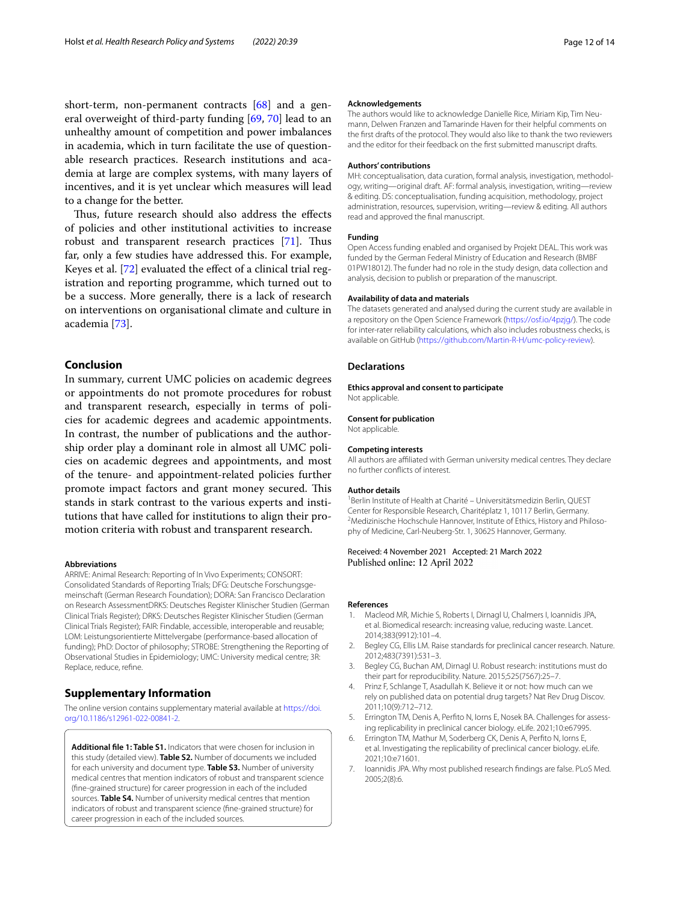short-term, non-permanent contracts [68] and a general overweight of third-party funding [69, 70] lead to an unhealthy amount of competition and power imbalances in academia, which in turn facilitate the use of questionable research practices. Research institutions and academia at large are complex systems, with many layers of incentives, and it is yet unclear which measures will lead to a change for the better.

Thus, future research should also address the effects of policies and other institutional activities to increase robust and transparent research practices [71]. Thus far, only a few studies have addressed this. For example, Keyes et al. [72] evaluated the effect of a clinical trial registration and reporting programme, which turned out to be a success. More generally, there is a lack of research on interventions on organisational climate and culture in academia [73].

## Conclusion

In summary, current UMC policies on academic degrees or appointments do not promote procedures for robust and transparent research, especially in terms of policies for academic degrees and academic appointments. In contrast, the number of publications and the authorship order play a dominant role in almost all UMC policies on academic degrees and appointments, and most of the tenure- and appointment-related policies further promote impact factors and grant money secured. This stands in stark contrast to the various experts and institutions that have called for institutions to align their promotion criteria with robust and transparent research.

#### Abbreviations

ARRIVE: Animal Research: Reporting of In Vivo Experiments; CONSORT: Consolidated Standards of Reporting Trials; DFG: Deutsche Forschungsgemeinschaft (German Research Foundation); DORA: San Francisco Declaration on Research AssessmentDRKS: Deutsches Register Klinischer Studien (German Clinical Trials Register); DRKS: Deutsches Register Klinischer Studien (German Clinical Trials Register); FAIR: Findable, accessible, interoperable and reusable; LOM: Leistungsorientierte Mittelvergabe (performance-based allocation of funding); PhD: Doctor of philosophy; STROBE: Strengthening the Reporting of Observational Studies in Epidemiology; UMC: University medical centre; 3R: Replace, reduce, refine.

## Supplementary Information

The online version contains supplementary material available at https://doi.org/10.1186/s12961-022-00841-2.

**Additional file 1: Table S1.** Indicators that were chosen for inclusion in this study (detailed view). **Table S2.** Number of documents we included for each university and document type. **Table S3.** Number of university medical centres that mention indicators of robust and transparent science (fine-grained structure) for career progression in each of the included sources. **Table S4.** Number of university medical centres that mention indicators of robust and transparent science (fine-grained structure) for career progression in each of the included sources.

#### Acknowledgements

The authors would like to acknowledge Danielle Rice, Miriam Kip, Tim Neumann, Delwen Franzen and Tamarinde Haven for their helpful comments on the first drafts of the protocol. They would also like to thank the two reviewers and the editor for their feedback on the first submitted manuscript drafts.

#### Authors' contributions

MH: conceptualisation, data curation, formal analysis, investigation, methodology, writing—original draft. AF: formal analysis, investigation, writing—review & editing. DS: conceptualisation, funding acquisition, methodology, project administration, resources, supervision, writing—review & editing. All authors read and approved the final manuscript.

#### Funding

Open Access funding enabled and organised by Projekt DEAL. This work was funded by the German Federal Ministry of Education and Research (BMBF 01PW18012). The funder had no role in the study design, data collection and analysis, decision to publish or preparation of the manuscript.

#### Availability of data and materials

The datasets generated and analysed during the current study are available in a repository on the Open Science Framework (https://osf.io/4pzjg/). The code for inter-rater reliability calculations, which also includes robustness checks, is available on GitHub (https://github.com/Martin-R-H/umc-policy-review).

## Declarations

#### Ethics approval and consent to participate

Not applicable.

#### Consent for publication

Not applicable.

#### Competing interests

All authors are affiliated with German university medical centres. They declare no further conflicts of interest.

#### Author details

[1]Berlin Institute of Health at Charité – Universitätsmedizin Berlin, QUEST Center for Responsible Research, Charitéplatz 1, 10117 Berlin, Germany. [2]Medizinische Hochschule Hannover, Institute of Ethics, History and Philosophy of Medicine, Carl-Neuberg-Str. 1, 30625 Hannover, Germany.

Received: 4 November 2021 Accepted: 21 March 2022
Published online: 12 April 2022

#### References

1. Macleod MR, Michie S, Roberts I, Dirnagl U, Chalmers I, Ioannidis JPA, et al. Biomedical research: increasing value, reducing waste. Lancet. 2014;383(9912):101–4.
2. Begley CG, Ellis LM. Raise standards for preclinical cancer research. Nature. 2012;483(7391):531–3.
3. Begley CG, Buchan AM, Dirnagl U. Robust research: institutions must do their part for reproducibility. Nature. 2015;525(7567):25–7.
4. Prinz F, Schlange T, Asadullah K. Believe it or not: how much can we rely on published data on potential drug targets? Nat Rev Drug Discov. 2011;10(9):712–712.
5. Errington TM, Denis A, Perfito N, Iorns E, Nosek BA. Challenges for assessing replicability in preclinical cancer biology. eLife. 2021;10:e67995.
6. Errington TM, Mathur M, Soderberg CK, Denis A, Perfito N, Iorns E, et al. Investigating the replicability of preclinical cancer biology. eLife. 2021;10:e71601.
7. Ioannidis JPA. Why most published research findings are false. PLoS Med. 2005;2(8):6.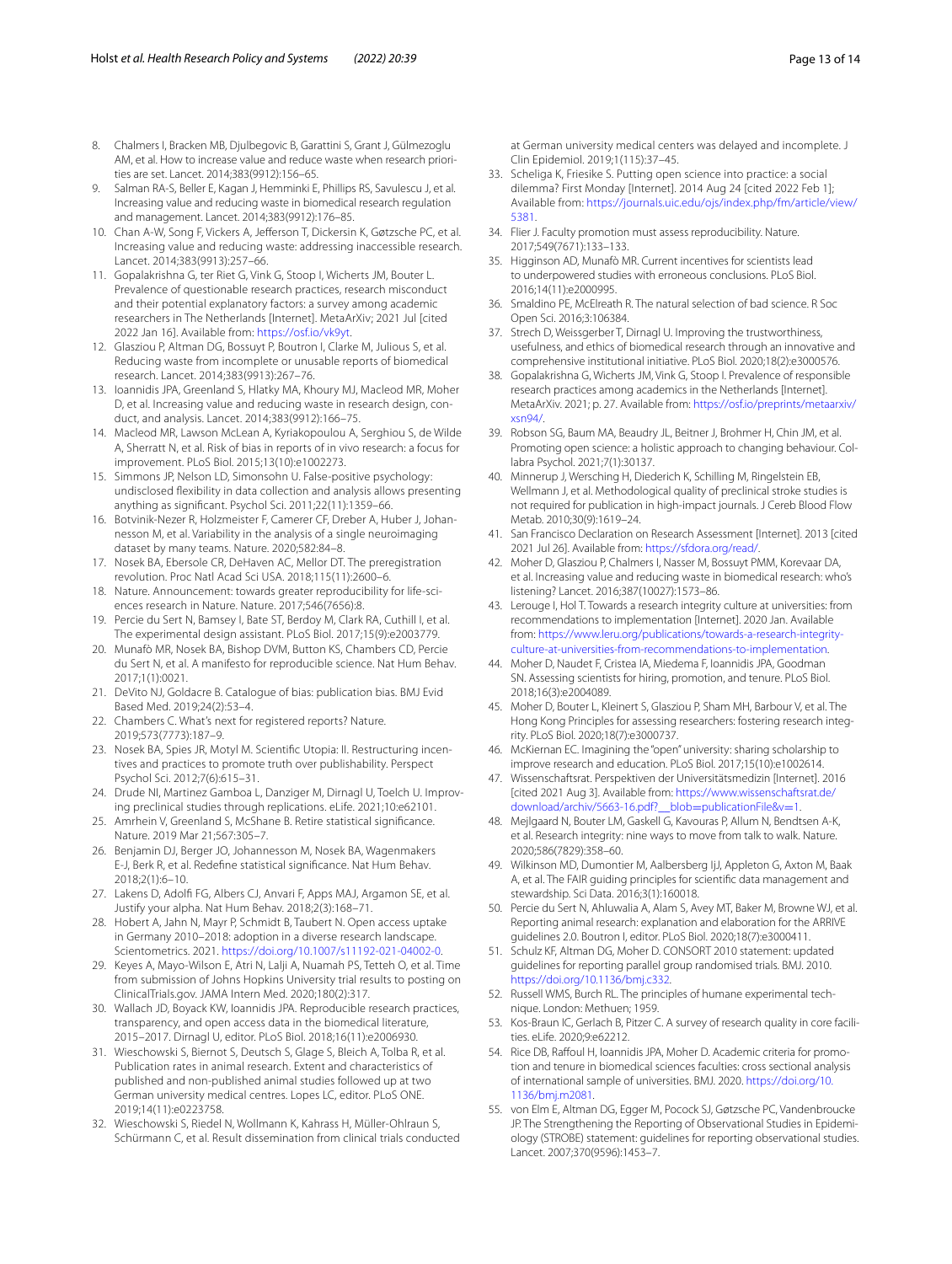8. Chalmers I, Bracken MB, Djulbegovic B, Garattini S, Grant J, Gülmezoglu AM, et al. How to increase value and reduce waste when research priorities are set. Lancet. 2014;383(9912):156–65.
9. Salman RA-S, Beller E, Kagan J, Hemminki E, Phillips RS, Savulescu J, et al. Increasing value and reducing waste in biomedical research regulation and management. Lancet. 2014;383(9912):176–85.
10. Chan A-W, Song F, Vickers A, Jefferson T, Dickersin K, Gøtzsche PC, et al. Increasing value and reducing waste: addressing inaccessible research. Lancet. 2014;383(9913):257–66.
11. Gopalakrishna G, ter Riet G, Vink G, Stoop I, Wicherts JM, Bouter L. Prevalence of questionable research practices, research misconduct and their potential explanatory factors: a survey among academic researchers in The Netherlands [Internet]. MetaArXiv; 2021 Jul [cited 2022 Jan 16]. Available from: https://osf.io/vk9yt.
12. Glasziou P, Altman DG, Bossuyt P, Boutron I, Clarke M, Julious S, et al. Reducing waste from incomplete or unusable reports of biomedical research. Lancet. 2014;383(9913):267–76.
13. Ioannidis JPA, Greenland S, Hlatky MA, Khoury MJ, Macleod MR, Moher D, et al. Increasing value and reducing waste in research design, conduct, and analysis. Lancet. 2014;383(9912):166–75.
14. Macleod MR, Lawson McLean A, Kyriakopoulou A, Serghiou S, de Wilde A, Sherratt N, et al. Risk of bias in reports of in vivo research: a focus for improvement. PLoS Biol. 2015;13(10):e1002273.
15. Simmons JP, Nelson LD, Simonsohn U. False-positive psychology: undisclosed flexibility in data collection and analysis allows presenting anything as significant. Psychol Sci. 2011;22(11):1359–66.
16. Botvinik-Nezer R, Holzmeister F, Camerer CF, Dreber A, Huber J, Johannesson M, et al. Variability in the analysis of a single neuroimaging dataset by many teams. Nature. 2020;582:84–8.
17. Nosek BA, Ebersole CR, DeHaven AC, Mellor DT. The preregistration revolution. Proc Natl Acad Sci USA. 2018;115(11):2600–6.
18. Nature. Announcement: towards greater reproducibility for life-sciences research in Nature. Nature. 2017;546(7656):8.
19. Percie du Sert N, Bamsey I, Bate ST, Berdoy M, Clark RA, Cuthill I, et al. The experimental design assistant. PLoS Biol. 2017;15(9):e2003779.
20. Munafò MR, Nosek BA, Bishop DVM, Button KS, Chambers CD, Percie du Sert N, et al. A manifesto for reproducible science. Nat Hum Behav. 2017;1(1):0021.
21. DeVito NJ, Goldacre B. Catalogue of bias: publication bias. BMJ Evid Based Med. 2019;24(2):53–4.
22. Chambers C. What's next for registered reports? Nature. 2019;573(7773):187–9.
23. Nosek BA, Spies JR, Motyl M. Scientific Utopia: II. Restructuring incentives and practices to promote truth over publishability. Perspect Psychol Sci. 2012;7(6):615–31.
24. Drude NI, Martinez Gamboa L, Danziger M, Dirnagl U, Toelch U. Improving preclinical studies through replications. eLife. 2021;10:e62101.
25. Amrhein V, Greenland S, McShane B. Retire statistical significance. Nature. 2019 Mar 21;567:305–7.
26. Benjamin DJ, Berger JO, Johannesson M, Nosek BA, Wagenmakers E-J, Berk R, et al. Redefine statistical significance. Nat Hum Behav. 2018;2(1):6–10.
27. Lakens D, Adolfi FG, Albers CJ, Anvari F, Apps MAJ, Argamon SE, et al. Justify your alpha. Nat Hum Behav. 2018;2(3):168–71.
28. Hobert A, Jahn N, Mayr P, Schmidt B, Taubert N. Open access uptake in Germany 2010–2018: adoption in a diverse research landscape. Scientometrics. 2021. https://doi.org/10.1007/s11192-021-04002-0.
29. Keyes A, Mayo-Wilson E, Atri N, Lalji A, Nuamah PS, Tetteh O, et al. Time from submission of Johns Hopkins University trial results to posting on ClinicalTrials.gov. JAMA Intern Med. 2020;180(2):317.
30. Wallach JD, Boyack KW, Ioannidis JPA. Reproducible research practices, transparency, and open access data in the biomedical literature, 2015–2017. Dirnagl U, editor. PLoS Biol. 2018;16(11):e2006930.
31. Wieschowski S, Biernot S, Deutsch S, Glage S, Bleich A, Tolba R, et al. Publication rates in animal research. Extent and characteristics of published and non-published animal studies followed up at two German university medical centres. Lopes LC, editor. PLoS ONE. 2019;14(11):e0223758.
32. Wieschowski S, Riedel N, Wollmann K, Kahrass H, Müller-Ohlraun S, Schürmann C, et al. Result dissemination from clinical trials conducted at German university medical centers was delayed and incomplete. J Clin Epidemiol. 2019;1(115):37–45.
33. Scheliga K, Friesike S. Putting open science into practice: a social dilemma? First Monday [Internet]. 2014 Aug 24 [cited 2022 Feb 1]; Available from: https://journals.uic.edu/ojs/index.php/fm/article/view/5381.
34. Flier J. Faculty promotion must assess reproducibility. Nature. 2017;549(7671):133–133.
35. Higginson AD, Munafò MR. Current incentives for scientists lead to underpowered studies with erroneous conclusions. PLoS Biol. 2016;14(11):e2000995.
36. Smaldino PE, McElreath R. The natural selection of bad science. R Soc Open Sci. 2016;3:106384.
37. Strech D, Weissgerber T, Dirnagl U. Improving the trustworthiness, usefulness, and ethics of biomedical research through an innovative and comprehensive institutional initiative. PLoS Biol. 2020;18(2):e3000576.
38. Gopalakrishna G, Wicherts JM, Vink G, Stoop I. Prevalence of responsible research practices among academics in the Netherlands [Internet]. MetaArXiv. 2021; p. 27. Available from: https://osf.io/preprints/metaarxiv/xsn94/.
39. Robson SG, Baum MA, Beaudry JL, Beitner J, Brohmer H, Chin JM, et al. Promoting open science: a holistic approach to changing behaviour. Collabra Psychol. 2021;7(1):30137.
40. Minnerup J, Wersching H, Diederich K, Schilling M, Ringelstein EB, Wellmann J, et al. Methodological quality of preclinical stroke studies is not required for publication in high-impact journals. J Cereb Blood Flow Metab. 2010;30(9):1619–24.
41. San Francisco Declaration on Research Assessment [Internet]. 2013 [cited 2021 Jul 26]. Available from: https://sfdora.org/read/.
42. Moher D, Glasziou P, Chalmers I, Nasser M, Bossuyt PMM, Korevaar DA, et al. Increasing value and reducing waste in biomedical research: who's listening? Lancet. 2016;387(10027):1573–86.
43. Lerouge I, Hol T. Towards a research integrity culture at universities: from recommendations to implementation [Internet]. 2020 Jan. Available from: https://www.leru.org/publications/towards-a-research-integrity-culture-at-universities-from-recommendations-to-implementation.
44. Moher D, Naudet F, Cristea IA, Miedema F, Ioannidis JPA, Goodman SN. Assessing scientists for hiring, promotion, and tenure. PLoS Biol. 2018;16(3):e2004089.
45. Moher D, Bouter L, Kleinert S, Glasziou P, Sham MH, Barbour V, et al. The Hong Kong Principles for assessing researchers: fostering research integrity. PLoS Biol. 2020;18(7):e3000737.
46. McKiernan EC. Imagining the "open" university: sharing scholarship to improve research and education. PLoS Biol. 2017;15(10):e1002614.
47. Wissenschaftsrat. Perspektiven der Universitätsmedizin [Internet]. 2016 [cited 2021 Aug 3]. Available from: https://www.wissenschaftsrat.de/download/archiv/5663-16.pdf?__blob=publicationFile&v=1.
48. Mejlgaard N, Bouter LM, Gaskell G, Kavouras P, Allum N, Bendtsen A-K, et al. Research integrity: nine ways to move from talk to walk. Nature. 2020;586(7829):358–60.
49. Wilkinson MD, Dumontier M, Aalbersberg IjJ, Appleton G, Axton M, Baak A, et al. The FAIR guiding principles for scientific data management and stewardship. Sci Data. 2016;3(1):160018.
50. Percie du Sert N, Ahluwalia A, Alam S, Avey MT, Baker M, Browne WJ, et al. Reporting animal research: explanation and elaboration for the ARRIVE guidelines 2.0. Boutron I, editor. PLoS Biol. 2020;18(7):e3000411.
51. Schulz KF, Altman DG, Moher D. CONSORT 2010 statement: updated guidelines for reporting parallel group randomised trials. BMJ. 2010. https://doi.org/10.1136/bmj.c332.
52. Russell WMS, Burch RL. The principles of humane experimental technique. London: Methuen; 1959.
53. Kos-Braun IC, Gerlach B, Pitzer C. A survey of research quality in core facilities. eLife. 2020;9:e62212.
54. Rice DB, Raffoul H, Ioannidis JPA, Moher D. Academic criteria for promotion and tenure in biomedical sciences faculties: cross sectional analysis of international sample of universities. BMJ. 2020. https://doi.org/10.1136/bmj.m2081.
55. von Elm E, Altman DG, Egger M, Pocock SJ, Gøtzsche PC, Vandenbroucke JP. The Strengthening the Reporting of Observational Studies in Epidemiology (STROBE) statement: guidelines for reporting observational studies. Lancet. 2007;370(9596):1453–7.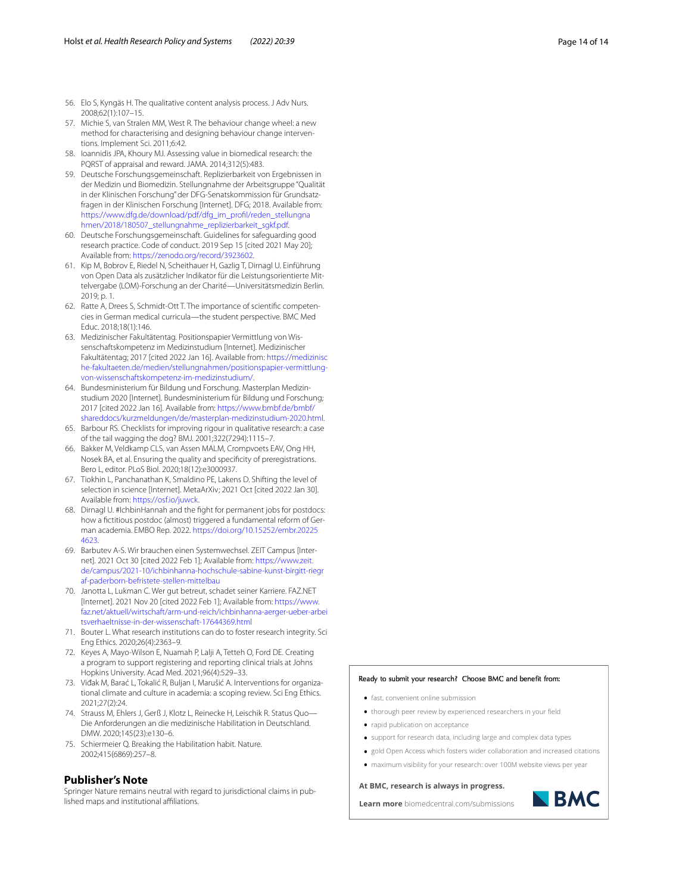56. Elo S, Kyngäs H. The qualitative content analysis process. J Adv Nurs. 2008;62(1):107–15.
57. Michie S, van Stralen MM, West R. The behaviour change wheel: a new method for characterising and designing behaviour change interventions. Implement Sci. 2011;6:42.
58. Ioannidis JPA, Khoury MJ. Assessing value in biomedical research: the PQRST of appraisal and reward. JAMA. 2014;312(5):483.
59. Deutsche Forschungsgemeinschaft. Replizierbarkeit von Ergebnissen in der Medizin und Biomedizin. Stellungnahme der Arbeitsgruppe "Qualität in der Klinischen Forschung" der DFG-Senatskommission für Grundsatzfragen in der Klinischen Forschung [Internet]. DFG; 2018. Available from: https://www.dfg.de/download/pdf/dfg_im_profil/reden_stellungnahmen/2018/180507_stellungnahme_replizierbarkeit_sgkf.pdf.
60. Deutsche Forschungsgemeinschaft. Guidelines for safeguarding good research practice. Code of conduct. 2019 Sep 15 [cited 2021 May 20]; Available from: https://zenodo.org/record/3923602.
61. Kip M, Bobrov E, Riedel N, Scheithauer H, Gazlig T, Dirnagl U. Einführung von Open Data als zusätzlicher Indikator für die Leistungsorientierte Mittelvergabe (LOM)-Forschung an der Charité—Universitätsmedizin Berlin. 2019; p. 1.
62. Ratte A, Drees S, Schmidt-Ott T. The importance of scientific competencies in German medical curricula—the student perspective. BMC Med Educ. 2018;18(1):146.
63. Medizinischer Fakultätentag. Positionspapier Vermittlung von Wissenschaftskompetenz im Medizinstudium [Internet]. Medizinischer Fakultätentag; 2017 [cited 2022 Jan 16]. Available from: https://medizinische-fakultaeten.de/medien/stellungnahmen/positionspapier-vermittlung-von-wissenschaftskompetenz-im-medizinstudium/.
64. Bundesministerium für Bildung und Forschung. Masterplan Medizinstudium 2020 [Internet]. Bundesministerium für Bildung und Forschung; 2017 [cited 2022 Jan 16]. Available from: https://www.bmbf.de/bmbf/shareddocs/kurzmeldungen/de/masterplan-medizinstudium-2020.html.
65. Barbour RS. Checklists for improving rigour in qualitative research: a case of the tail wagging the dog? BMJ. 2001;322(7294):1115–7.
66. Bakker M, Veldkamp CLS, van Assen MALM, Crompvoets EAV, Ong HH, Nosek BA, et al. Ensuring the quality and specificity of preregistrations. Bero L, editor. PLoS Biol. 2020;18(12):e3000937.
67. Tiokhin L, Panchanathan K, Smaldino PE, Lakens D. Shifting the level of selection in science [Internet]. MetaArXiv; 2021 Oct [cited 2022 Jan 30]. Available from: https://osf.io/juwck.
68. Dirnagl U. #IchbinHannah and the fight for permanent jobs for postdocs: how a fictitious postdoc (almost) triggered a fundamental reform of German academia. EMBO Rep. 2022. https://doi.org/10.15252/embr.202254623.
69. Barbutev A-S. Wir brauchen einen Systemwechsel. ZEIT Campus [Internet]. 2021 Oct 30 [cited 2022 Feb 1]; Available from: https://www.zeit.de/campus/2021-10/ichbinhanna-hochschule-sabine-kunst-birgitt-riegraf-paderborn-befristete-stellen-mittelbau
70. Janotta L, Lukman C. Wer gut betreut, schadet seiner Karriere. FAZ.NET [Internet]. 2021 Nov 20 [cited 2022 Feb 1]; Available from: https://www.faz.net/aktuell/wirtschaft/arm-und-reich/ichbinhanna-aerger-ueber-arbeitsverhaeltnisse-in-der-wissenschaft-17644369.html
71. Bouter L. What research institutions can do to foster research integrity. Sci Eng Ethics. 2020;26(4):2363–9.
72. Keyes A, Mayo-Wilson E, Nuamah P, Lalji A, Tetteh O, Ford DE. Creating a program to support registering and reporting clinical trials at Johns Hopkins University. Acad Med. 2021;96(4):529–33.
73. Viđak M, Barać L, Tokalić R, Buljan I, Marušić A. Interventions for organizational climate and culture in academia: a scoping review. Sci Eng Ethics. 2021;27(2):24.
74. Strauss M, Ehlers J, Gerß J, Klotz L, Reinecke H, Leischik R. Status Quo—Die Anforderungen an die medizinische Habilitation in Deutschland. DMW. 2020;145(23):e130–6.
75. Schiermeier Q. Breaking the Habilitation habit. Nature. 2002;415(6869):257–8.

## Publisher's Note

Springer Nature remains neutral with regard to jurisdictional claims in published maps and institutional affiliations.

Ready to submit your research? Choose BMC and benefit from:

- fast, convenient online submission
- thorough peer review by experienced researchers in your field
- rapid publication on acceptance
- support for research data, including large and complex data types
- gold Open Access which fosters wider collaboration and increased citations
- maximum visibility for your research: over 100M website views per year

**At BMC, research is always in progress.**

**Learn more** biomedcentral.com/submissions

BMC